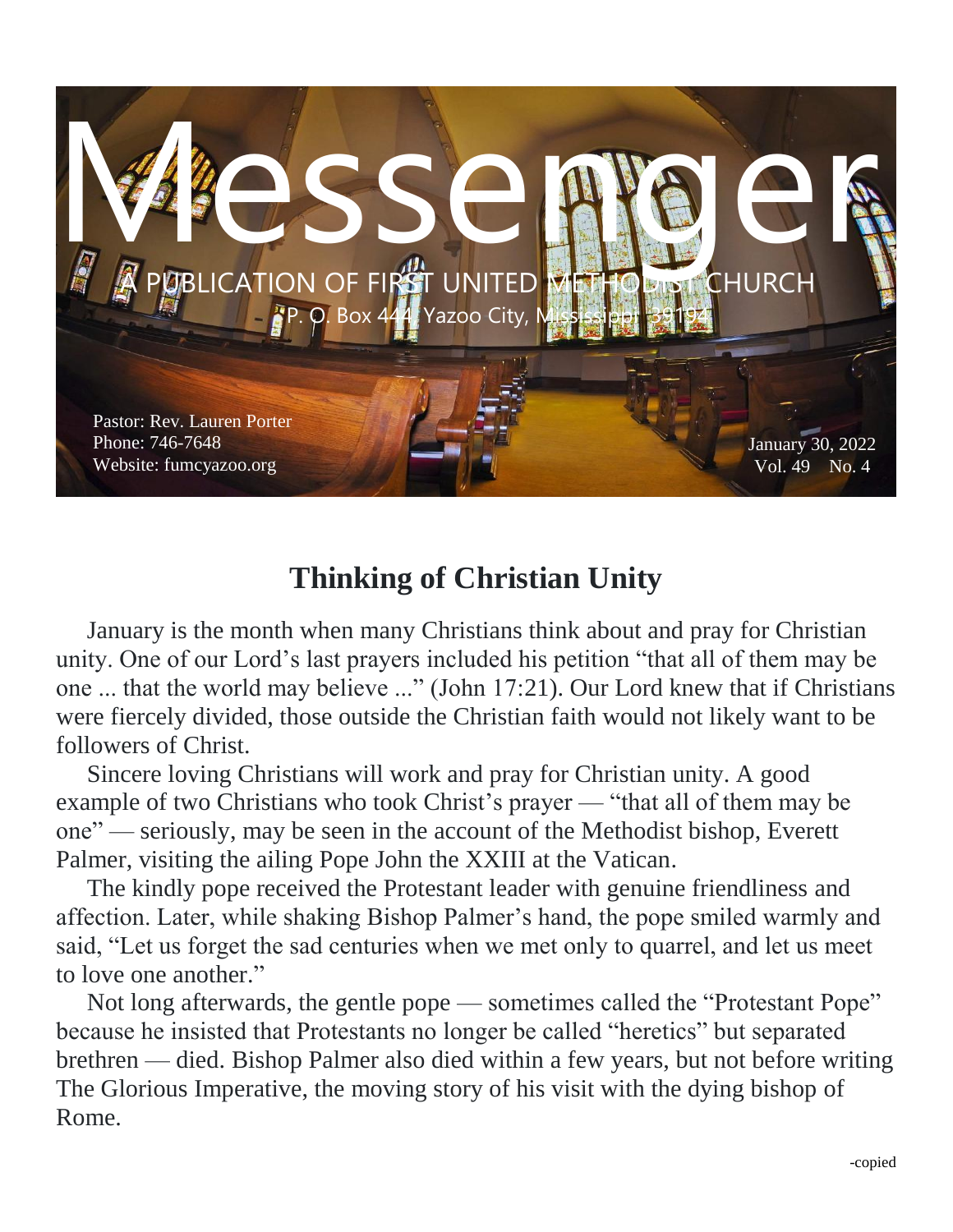# Messenger

A PUBLICATION OF FIRST UNITED METHODIST CHURCH

P. O. Box 444, Yazoo City, Mississippi 39194

Pastor: Rev. Lauren Porter
Phone: 746-7648
Website: fumcyazoo.org

January 30, 2022
Vol. 49 No. 4

## Thinking of Christian Unity

January is the month when many Christians think about and pray for Christian unity. One of our Lord's last prayers included his petition "that all of them may be one ... that the world may believe ..." (John 17:21). Our Lord knew that if Christians were fiercely divided, those outside the Christian faith would not likely want to be followers of Christ.

Sincere loving Christians will work and pray for Christian unity. A good example of two Christians who took Christ's prayer — "that all of them may be one" — seriously, may be seen in the account of the Methodist bishop, Everett Palmer, visiting the ailing Pope John the XXIII at the Vatican.

The kindly pope received the Protestant leader with genuine friendliness and affection. Later, while shaking Bishop Palmer's hand, the pope smiled warmly and said, "Let us forget the sad centuries when we met only to quarrel, and let us meet to love one another."

Not long afterwards, the gentle pope — sometimes called the "Protestant Pope" because he insisted that Protestants no longer be called "heretics" but separated brethren — died. Bishop Palmer also died within a few years, but not before writing The Glorious Imperative, the moving story of his visit with the dying bishop of Rome.

-copied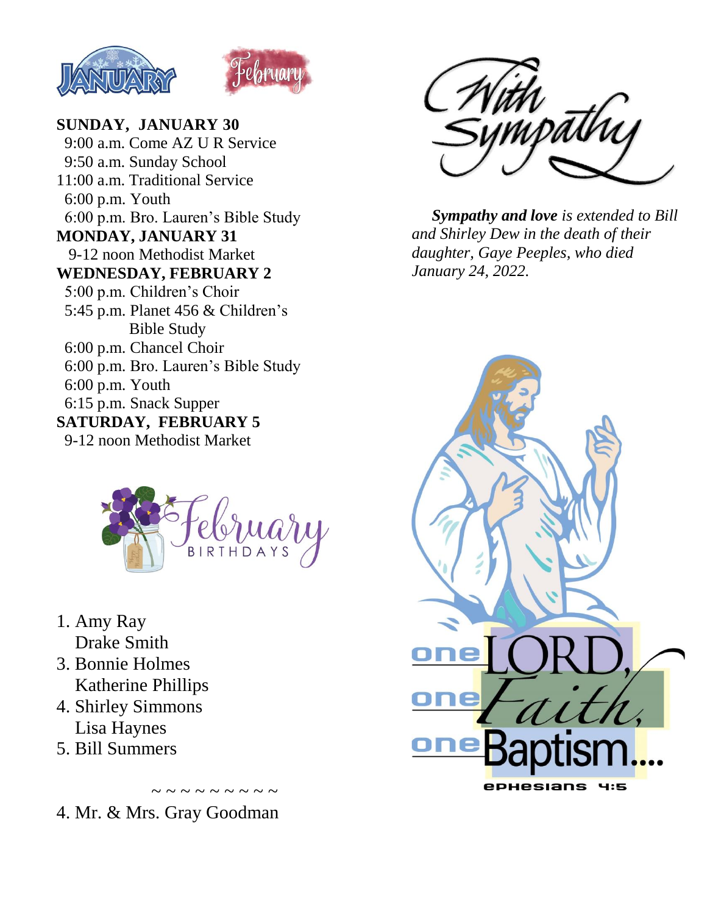JANUARY February

**SUNDAY, JANUARY 30**
9:00 a.m. Come AZ U R Service
9:50 a.m. Sunday School
11:00 a.m. Traditional Service
6:00 p.m. Youth
6:00 p.m. Bro. Lauren's Bible Study

**MONDAY, JANUARY 31**
9-12 noon Methodist Market

**WEDNESDAY, FEBRUARY 2**
5:00 p.m. Children's Choir
5:45 p.m. Planet 456 & Children's Bible Study
6:00 p.m. Chancel Choir
6:00 p.m. Bro. Lauren's Bible Study
6:00 p.m. Youth
6:15 p.m. Snack Supper

**SATURDAY, FEBRUARY 5**
9-12 noon Methodist Market

February BIRTHDAYS

1. Amy Ray
   Drake Smith
3. Bonnie Holmes
   Katherine Phillips
4. Shirley Simmons
   Lisa Haynes
5. Bill Summers

~ ~ ~ ~ ~ ~ ~ ~ ~ ~

4. Mr. & Mrs. Gray Goodman

With Sympathy

***Sympathy and love** is extended to Bill and Shirley Dew in the death of their daughter, Gaye Peeples, who died January 24, 2022.*

one LORD, one Faith, one Baptism....
Ephesians 4:5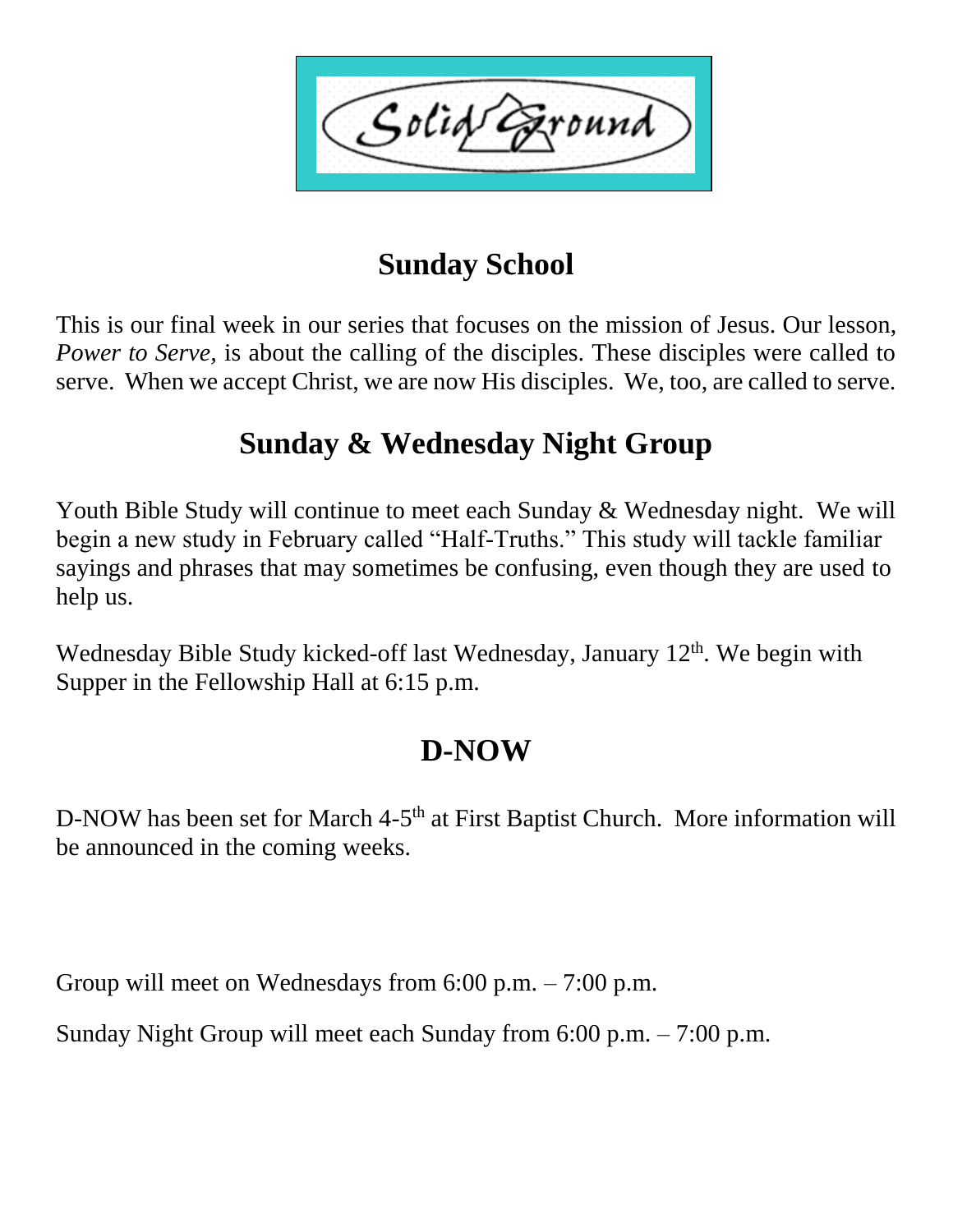Solid Ground

## Sunday School

This is our final week in our series that focuses on the mission of Jesus. Our lesson, *Power to Serve,* is about the calling of the disciples. These disciples were called to serve. When we accept Christ, we are now His disciples. We, too, are called to serve.

## Sunday & Wednesday Night Group

Youth Bible Study will continue to meet each Sunday & Wednesday night. We will begin a new study in February called "Half-Truths." This study will tackle familiar sayings and phrases that may sometimes be confusing, even though they are used to help us.

Wednesday Bible Study kicked-off last Wednesday, January 12th. We begin with Supper in the Fellowship Hall at 6:15 p.m.

## D-NOW

D-NOW has been set for March 4-5th at First Baptist Church. More information will be announced in the coming weeks.

Group will meet on Wednesdays from 6:00 p.m. – 7:00 p.m.

Sunday Night Group will meet each Sunday from 6:00 p.m. – 7:00 p.m.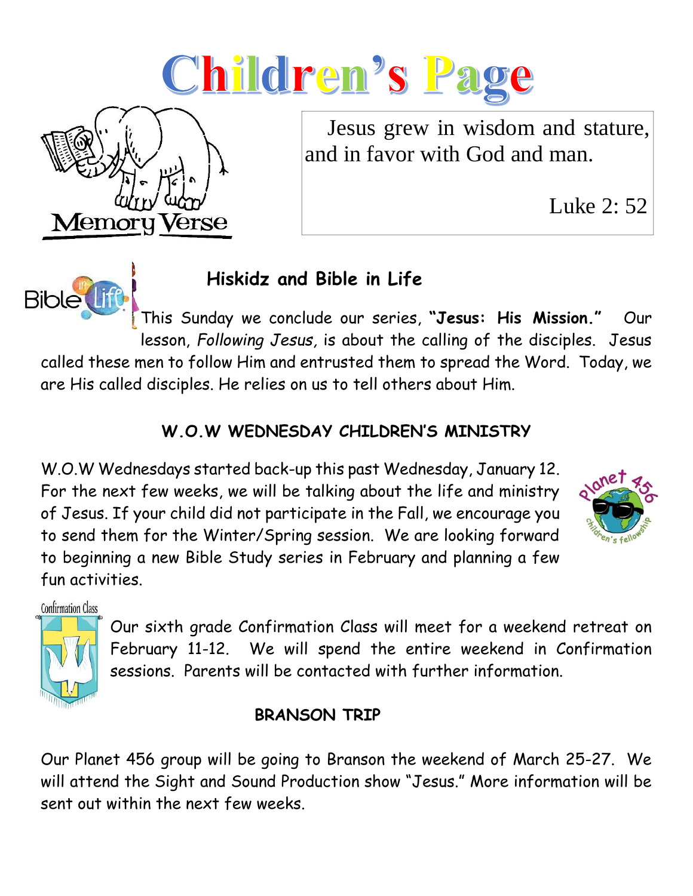# Children's Page

Memory Verse

Jesus grew in wisdom and stature, and in favor with God and man.

Luke 2: 52

## Hiskidz and Bible in Life

This Sunday we conclude our series, **"Jesus: His Mission."** Our lesson, *Following Jesus,* is about the calling of the disciples. Jesus called these men to follow Him and entrusted them to spread the Word. Today, we are His called disciples. He relies on us to tell others about Him.

## W.O.W WEDNESDAY CHILDREN'S MINISTRY

W.O.W Wednesdays started back-up this past Wednesday, January 12. For the next few weeks, we will be talking about the life and ministry of Jesus. If your child did not participate in the Fall, we encourage you to send them for the Winter/Spring session. We are looking forward to beginning a new Bible Study series in February and planning a few fun activities.

Confirmation Class

Our sixth grade Confirmation Class will meet for a weekend retreat on February 11-12. We will spend the entire weekend in Confirmation sessions. Parents will be contacted with further information.

## BRANSON TRIP

Our Planet 456 group will be going to Branson the weekend of March 25-27. We will attend the Sight and Sound Production show "Jesus." More information will be sent out within the next few weeks.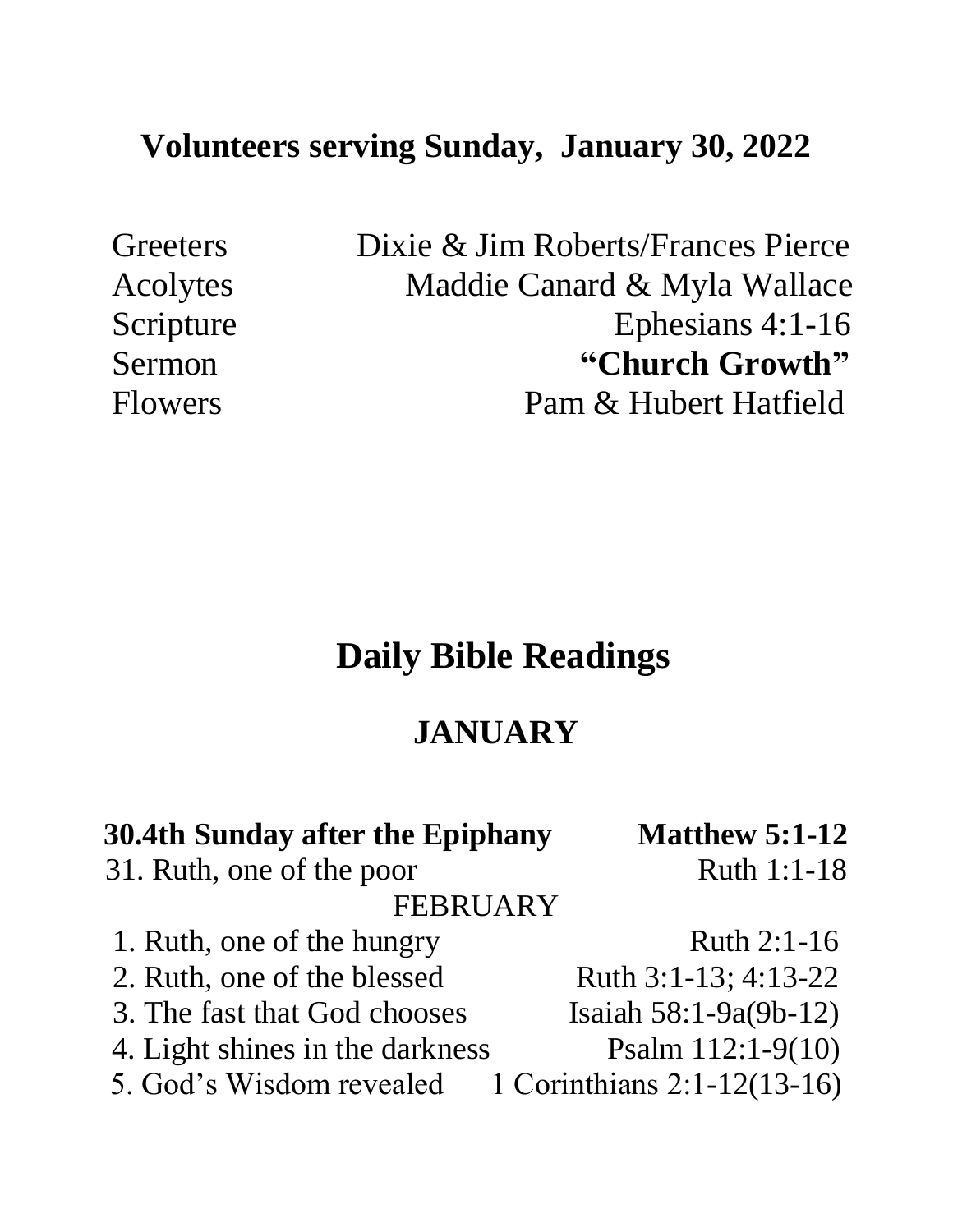## Volunteers serving Sunday, January 30, 2022

| | |
|---|---|
| Greeters | Dixie & Jim Roberts/Frances Pierce |
| Acolytes | Maddie Canard & Myla Wallace |
| Scripture | Ephesians 4:1-16 |
| Sermon | **"Church Growth"** |
| Flowers | Pam & Hubert Hatfield |

# Daily Bible Readings

## JANUARY

| | |
|---|---|
| **30.4th Sunday after the Epiphany** | **Matthew 5:1-12** |
| 31. Ruth, one of the poor | Ruth 1:1-18 |
| FEBRUARY | |
| 1. Ruth, one of the hungry | Ruth 2:1-16 |
| 2. Ruth, one of the blessed | Ruth 3:1-13; 4:13-22 |
| 3. The fast that God chooses | Isaiah 58:1-9a(9b-12) |
| 4. Light shines in the darkness | Psalm 112:1-9(10) |
| 5. God's Wisdom revealed | 1 Corinthians 2:1-12(13-16) |